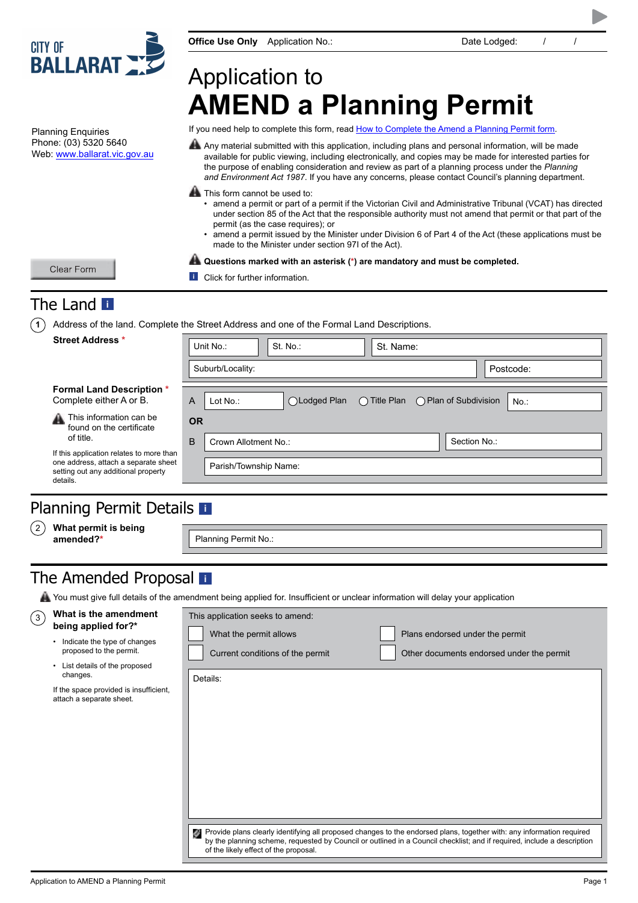CITY OF BALLARAT

**Office Use Only** Application No.: Date Lodged: / /

# Application to
# AMEND a Planning Permit

Planning Enquiries
Phone: (03) 5320 5640
Web: www.ballarat.vic.gov.au

If you need help to complete this form, read How to Complete the Amend a Planning Permit form.

Any material submitted with this application, including plans and personal information, will be made available for public viewing, including electronically, and copies may be made for interested parties for the purpose of enabling consideration and review as part of a planning process under the *Planning and Environment Act 1987*. If you have any concerns, please contact Council's planning department.

This form cannot be used to:

- amend a permit or part of a permit if the Victorian Civil and Administrative Tribunal (VCAT) has directed under section 85 of the Act that the responsible authority must not amend that permit or that part of the permit (as the case requires); or
- amend a permit issued by the Minister under Division 6 of Part 4 of the Act (these applications must be made to the Minister under section 97I of the Act).

**Questions marked with an asterisk (*) are mandatory and must be completed.**

Click for further information.

Clear Form

## The Land

1. Address of the land. Complete the Street Address and one of the Formal Land Descriptions.

**Street Address** *

| Unit No.: | St. No.: | St. Name: |
|---|---|---|
| Suburb/Locality: | | Postcode: |

**Formal Land Description** *
Complete either A or B.

This information can be found on the certificate of title.

If this application relates to more than one address, attach a separate sheet setting out any additional property details.

A — Lot No.: ◯ Lodged Plan ◯ Title Plan ◯ Plan of Subdivision No.:

**OR**

B — Crown Allotment No.: Section No.:

Parish/Township Name:

## Planning Permit Details

2. **What permit is being amended?***

Planning Permit No.:

## The Amended Proposal

You must give full details of the amendment being applied for. Insufficient or unclear information will delay your application

3. **What is the amendment being applied for?***

- Indicate the type of changes proposed to the permit.
- List details of the proposed changes.

If the space provided is insufficient, attach a separate sheet.

This application seeks to amend:

- ☐ What the permit allows
- ☐ Plans endorsed under the permit
- ☐ Current conditions of the permit
- ☐ Other documents endorsed under the permit

Details:

Provide plans clearly identifying all proposed changes to the endorsed plans, together with: any information required by the planning scheme, requested by Council or outlined in a Council checklist; and if required, include a description of the likely effect of the proposal.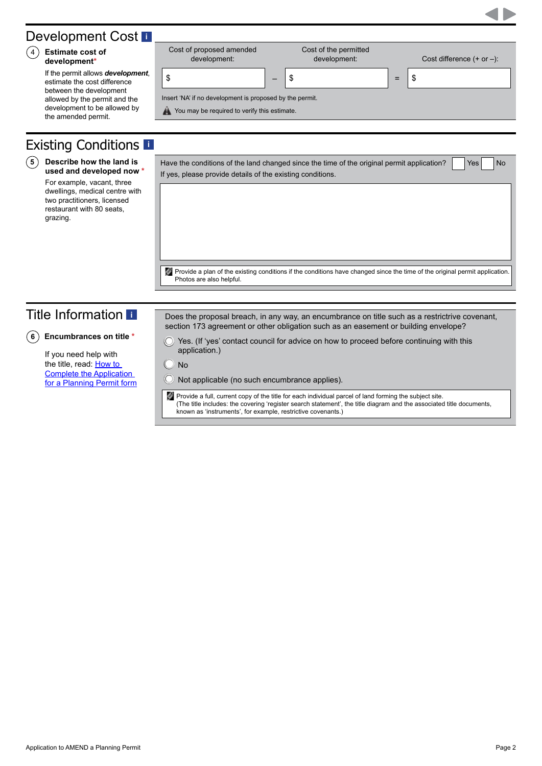## Development Cost

**4 Estimate cost of development***

If the permit allows ***development***, estimate the cost difference between the development allowed by the permit and the development to be allowed by the amended permit.

| Cost of proposed amended development: | | Cost of the permitted development: | | Cost difference (+ or –): |
|---|---|---|---|---|
| $ | – | $ | = | $ |

Insert 'NA' if no development is proposed by the permit.

You may be required to verify this estimate.

## Existing Conditions

**5 Describe how the land is used and developed now ***

For example, vacant, three dwellings, medical centre with two practitioners, licensed restaurant with 80 seats, grazing.

Have the conditions of the land changed since the time of the original permit application? ☐ Yes ☐ No

If yes, please provide details of the existing conditions.

Provide a plan of the existing conditions if the conditions have changed since the time of the original permit application. Photos are also helpful.

## Title Information

**6 Encumbrances on title ***

If you need help with the title, read: [How to Complete the Application for a Planning Permit form]

Does the proposal breach, in any way, an encumbrance on title such as a restrictive covenant, section 173 agreement or other obligation such as an easement or building envelope?

- ◯ Yes. (If 'yes' contact council for advice on how to proceed before continuing with this application.)
- ◯ No
- ◯ Not applicable (no such encumbrance applies).

Provide a full, current copy of the title for each individual parcel of land forming the subject site.
(The title includes: the covering 'register search statement', the title diagram and the associated title documents, known as 'instruments', for example, restrictive covenants.)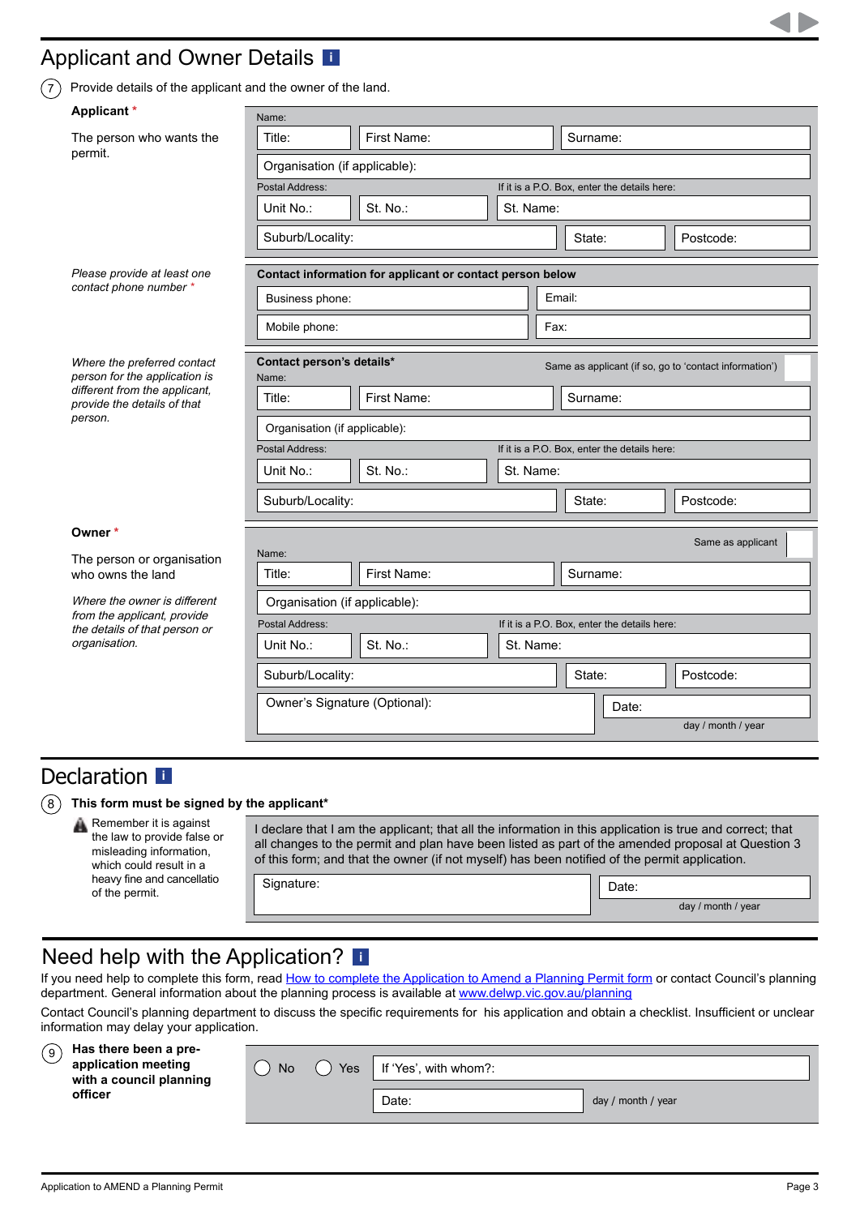## Applicant and Owner Details

(7) Provide details of the applicant and the owner of the land.

**Applicant** *

The person who wants the permit.

Name:

| Title: | First Name: | Surname: |
|---|---|---|

Organisation (if applicable):

Postal Address: If it is a P.O. Box, enter the details here:

| Unit No.: | St. No.: | St. Name: |
|---|---|---|
| Suburb/Locality: | State: | Postcode: |

*Please provide at least one contact phone number* *

**Contact information for applicant or contact person below**

| Business phone: | Email: |
|---|---|
| Mobile phone: | Fax: |

*Where the preferred contact person for the application is different from the applicant, provide the details of that person.*

**Contact person's details***

Same as applicant (if so, go to 'contact information')

Name:

| Title: | First Name: | Surname: |
|---|---|---|

Organisation (if applicable):

Postal Address: If it is a P.O. Box, enter the details here:

| Unit No.: | St. No.: | St. Name: |
|---|---|---|
| Suburb/Locality: | State: | Postcode: |

**Owner** *

The person or organisation who owns the land

*Where the owner is different from the applicant, provide the details of that person or organisation.*

Same as applicant

Name:

| Title: | First Name: | Surname: |
|---|---|---|

Organisation (if applicable):

Postal Address: If it is a P.O. Box, enter the details here:

| Unit No.: | St. No.: | St. Name: |
|---|---|---|
| Suburb/Locality: | State: | Postcode: |

Owner's Signature (Optional):

Date: day / month / year

## Declaration

(8) **This form must be signed by the applicant***

Remember it is against the law to provide false or misleading information, which could result in a heavy fine and cancellatio of the permit.

I declare that I am the applicant; that all the information in this application is true and correct; that all changes to the permit and plan have been listed as part of the amended proposal at Question 3 of this form; and that the owner (if not myself) has been notified of the permit application.

Signature:

Date: day / month / year

## Need help with the Application?

If you need help to complete this form, read How to complete the Application to Amend a Planning Permit form or contact Council's planning department. General information about the planning process is available at www.delwp.vic.gov.au/planning

Contact Council's planning department to discuss the specific requirements for his application and obtain a checklist. Insufficient or unclear information may delay your application.

(9) **Has there been a pre-application meeting with a council planning officer**

◯ No ◯ Yes If 'Yes', with whom?:

Date: day / month / year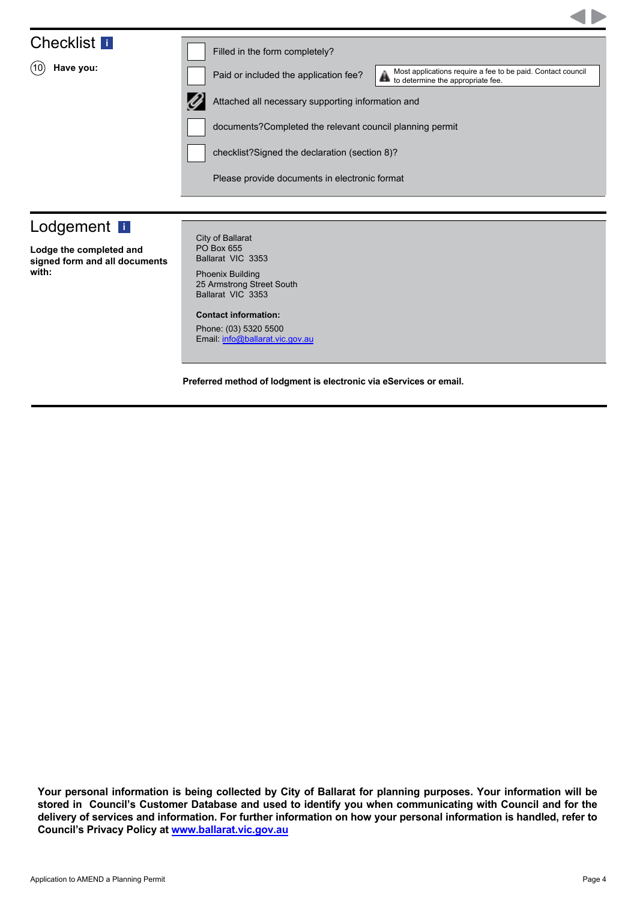## Checklist

(10) **Have you:**

- [ ] Filled in the form completely?
- [ ] Paid or included the application fee?

  Most applications require a fee to be paid. Contact council to determine the appropriate fee.

- Attached all necessary supporting information and
- [ ] documents?Completed the relevant council planning permit
- [ ] checklist?Signed the declaration (section 8)?

Please provide documents in electronic format

## Lodgement

**Lodge the completed and signed form and all documents with:**

City of Ballarat
PO Box 655
Ballarat VIC 3353

Phoenix Building
25 Armstrong Street South
Ballarat VIC 3353

**Contact information:**

Phone: (03) 5320 5500
Email: info@ballarat.vic.gov.au

**Preferred method of lodgment is electronic via eServices or email.**

**Your personal information is being collected by City of Ballarat for planning purposes. Your information will be stored in Council's Customer Database and used to identify you when communicating with Council and for the delivery of services and information. For further information on how your personal information is handled, refer to Council's Privacy Policy at www.ballarat.vic.gov.au**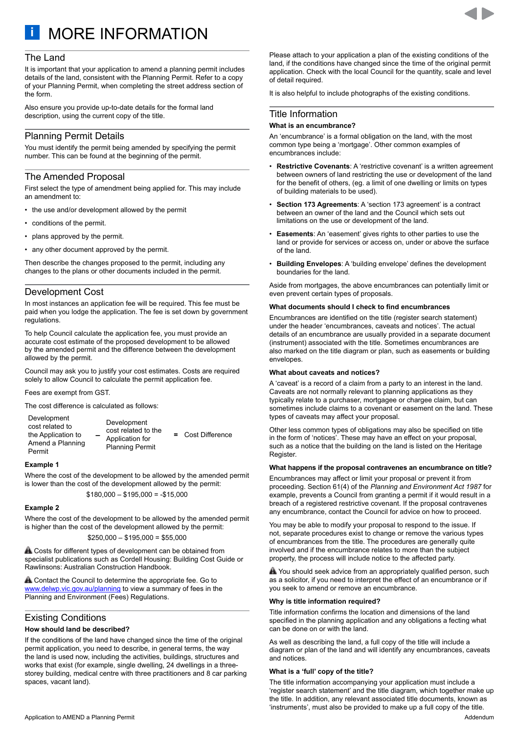# MORE INFORMATION

## The Land

It is important that your application to amend a planning permit includes details of the land, consistent with the Planning Permit. Refer to a copy of your Planning Permit, when completing the street address section of the form.

Also ensure you provide up-to-date details for the formal land description, using the current copy of the title.

## Planning Permit Details

You must identify the permit being amended by specifying the permit number. This can be found at the beginning of the permit.

## The Amended Proposal

First select the type of amendment being applied for. This may include an amendment to:

- the use and/or development allowed by the permit
- conditions of the permit.
- plans approved by the permit.
- any other document approved by the permit.

Then describe the changes proposed to the permit, including any changes to the plans or other documents included in the permit.

## Development Cost

In most instances an application fee will be required. This fee must be paid when you lodge the application. The fee is set down by government regulations.

To help Council calculate the application fee, you must provide an accurate cost estimate of the proposed development to be allowed by the amended permit and the difference between the development allowed by the permit.

Council may ask you to justify your cost estimates. Costs are required solely to allow Council to calculate the permit application fee.

Fees are exempt from GST.

The cost difference is calculated as follows:

| Development cost related to the Application to Amend a Planning Permit | – | Development cost related to the Application for Planning Permit | = | Cost Difference |
|---|---|---|---|---|

**Example 1**

Where the cost of the development to be allowed by the amended permit is lower than the cost of the development allowed by the permit:

$180,000 – $195,000 = -$15,000

**Example 2**

Where the cost of the development to be allowed by the amended permit is higher than the cost of the development allowed by the permit:

$250,000 – $195,000 = $55,000

⚠ Costs for different types of development can be obtained from specialist publications such as Cordell Housing: Building Cost Guide or Rawlinsons: Australian Construction Handbook.

⚠ Contact the Council to determine the appropriate fee. Go to www.delwp.vic.gov.au/planning to view a summary of fees in the Planning and Environment (Fees) Regulations.

## Existing Conditions

**How should land be described?**

If the conditions of the land have changed since the time of the original permit application, you need to describe, in general terms, the way the land is used now, including the activities, buildings, structures and works that exist (for example, single dwelling, 24 dwellings in a three-storey building, medical centre with three practitioners and 8 car parking spaces, vacant land).

Please attach to your application a plan of the existing conditions of the land, if the conditions have changed since the time of the original permit application. Check with the local Council for the quantity, scale and level of detail required.

It is also helpful to include photographs of the existing conditions.

## Title Information

**What is an encumbrance?**

An 'encumbrance' is a formal obligation on the land, with the most common type being a 'mortgage'. Other common examples of encumbrances include:

- **Restrictive Covenants**: A 'restrictive covenant' is a written agreement between owners of land restricting the use or development of the land for the benefit of others, (eg. a limit of one dwelling or limits on types of building materials to be used).
- **Section 173 Agreements**: A 'section 173 agreement' is a contract between an owner of the land and the Council which sets out limitations on the use or development of the land.
- **Easements**: An 'easement' gives rights to other parties to use the land or provide for services or access on, under or above the surface of the land.
- **Building Envelopes**: A 'building envelope' defines the development boundaries for the land.

Aside from mortgages, the above encumbrances can potentially limit or even prevent certain types of proposals.

**What documents should I check to find encumbrances**

Encumbrances are identified on the title (register search statement) under the header 'encumbrances, caveats and notices'. The actual details of an encumbrance are usually provided in a separate document (instrument) associated with the title. Sometimes encumbrances are also marked on the title diagram or plan, such as easements or building envelopes.

**What about caveats and notices?**

A 'caveat' is a record of a claim from a party to an interest in the land. Caveats are not normally relevant to planning applications as they typically relate to a purchaser, mortgagee or chargee claim, but can sometimes include claims to a covenant or easement on the land. These types of caveats may affect your proposal.

Other less common types of obligations may also be specified on title in the form of 'notices'. These may have an effect on your proposal, such as a notice that the building on the land is listed on the Heritage Register.

**What happens if the proposal contravenes an encumbrance on title?**

Encumbrances may affect or limit your proposal or prevent it from proceeding. Section 61(4) of the *Planning and Environment Act 1987* for example, prevents a Council from granting a permit if it would result in a breach of a registered restrictive covenant. If the proposal contravenes any encumbrance, contact the Council for advice on how to proceed.

You may be able to modify your proposal to respond to the issue. If not, separate procedures exist to change or remove the various types of encumbrances from the title. The procedures are generally quite involved and if the encumbrance relates to more than the subject property, the process will include notice to the affected party.

⚠ You should seek advice from an appropriately qualified person, such as a solicitor, if you need to interpret the effect of an encumbrance or if you seek to amend or remove an encumbrance.

**Why is title information required?**

Title information confirms the location and dimensions of the land specified in the planning application and any obligations a fecting what can be done on or with the land.

As well as describing the land, a full copy of the title will include a diagram or plan of the land and will identify any encumbrances, caveats and notices.

**What is a 'full' copy of the title?**

The title information accompanying your application must include a 'register search statement' and the title diagram, which together make up the title. In addition, any relevant associated title documents, known as 'instruments', must also be provided to make up a full copy of the title.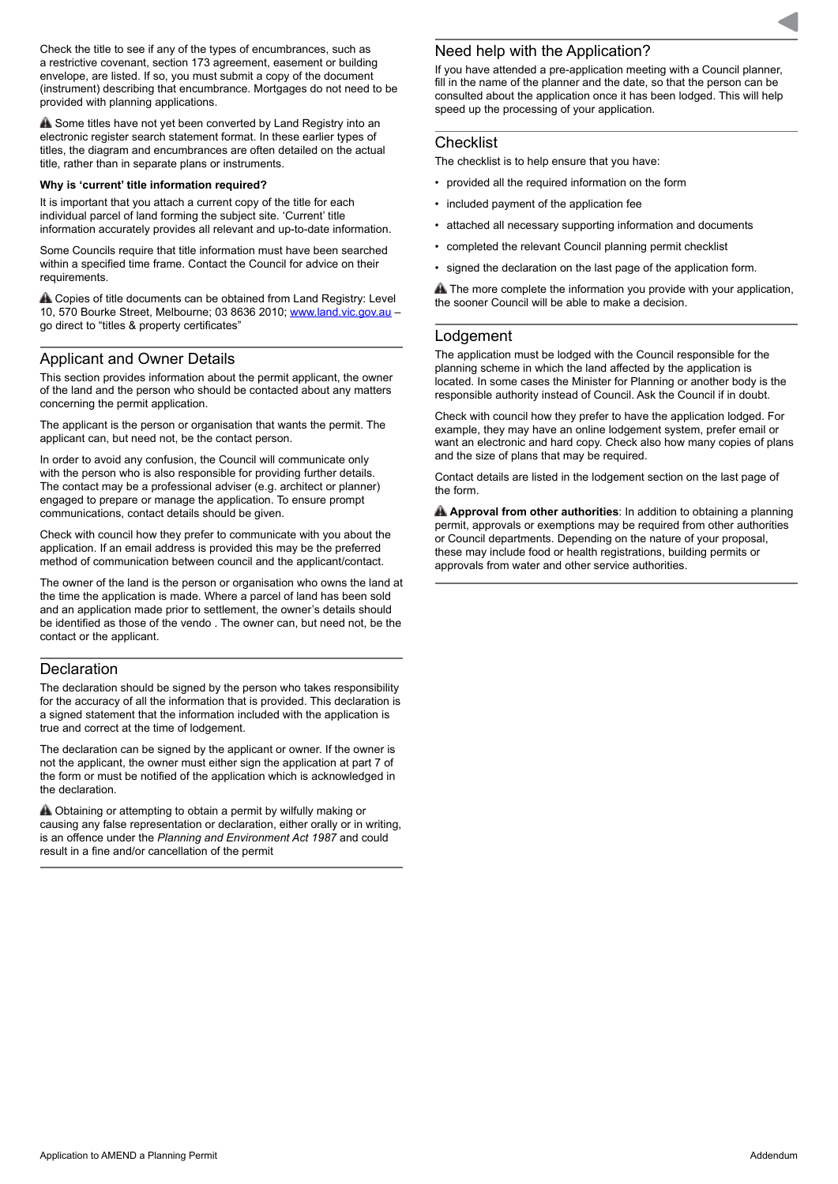Check the title to see if any of the types of encumbrances, such as a restrictive covenant, section 173 agreement, easement or building envelope, are listed. If so, you must submit a copy of the document (instrument) describing that encumbrance. Mortgages do not need to be provided with planning applications.

⚠ Some titles have not yet been converted by Land Registry into an electronic register search statement format. In these earlier types of titles, the diagram and encumbrances are often detailed on the actual title, rather than in separate plans or instruments.

**Why is 'current' title information required?**

It is important that you attach a current copy of the title for each individual parcel of land forming the subject site. 'Current' title information accurately provides all relevant and up-to-date information.

Some Councils require that title information must have been searched within a specified time frame. Contact the Council for advice on their requirements.

⚠ Copies of title documents can be obtained from Land Registry: Level 10, 570 Bourke Street, Melbourne; 03 8636 2010; [www.land.vic.gov.au](http://www.land.vic.gov.au) – go direct to "titles & property certificates"

## Applicant and Owner Details

This section provides information about the permit applicant, the owner of the land and the person who should be contacted about any matters concerning the permit application.

The applicant is the person or organisation that wants the permit. The applicant can, but need not, be the contact person.

In order to avoid any confusion, the Council will communicate only with the person who is also responsible for providing further details. The contact may be a professional adviser (e.g. architect or planner) engaged to prepare or manage the application. To ensure prompt communications, contact details should be given.

Check with council how they prefer to communicate with you about the application. If an email address is provided this may be the preferred method of communication between council and the applicant/contact.

The owner of the land is the person or organisation who owns the land at the time the application is made. Where a parcel of land has been sold and an application made prior to settlement, the owner's details should be identified as those of the vendo . The owner can, but need not, be the contact or the applicant.

## Declaration

The declaration should be signed by the person who takes responsibility for the accuracy of all the information that is provided. This declaration is a signed statement that the information included with the application is true and correct at the time of lodgement.

The declaration can be signed by the applicant or owner. If the owner is not the applicant, the owner must either sign the application at part 7 of the form or must be notified of the application which is acknowledged in the declaration.

⚠ Obtaining or attempting to obtain a permit by wilfully making or causing any false representation or declaration, either orally or in writing, is an offence under the *Planning and Environment Act 1987* and could result in a fine and/or cancellation of the permit

## Need help with the Application?

If you have attended a pre-application meeting with a Council planner, fill in the name of the planner and the date, so that the person can be consulted about the application once it has been lodged. This will help speed up the processing of your application.

## Checklist

The checklist is to help ensure that you have:

- provided all the required information on the form
- included payment of the application fee
- attached all necessary supporting information and documents
- completed the relevant Council planning permit checklist
- signed the declaration on the last page of the application form.

⚠ The more complete the information you provide with your application, the sooner Council will be able to make a decision.

## Lodgement

The application must be lodged with the Council responsible for the planning scheme in which the land affected by the application is located. In some cases the Minister for Planning or another body is the responsible authority instead of Council. Ask the Council if in doubt.

Check with council how they prefer to have the application lodged. For example, they may have an online lodgement system, prefer email or want an electronic and hard copy. Check also how many copies of plans and the size of plans that may be required.

Contact details are listed in the lodgement section on the last page of the form.

⚠ **Approval from other authorities**: In addition to obtaining a planning permit, approvals or exemptions may be required from other authorities or Council departments. Depending on the nature of your proposal, these may include food or health registrations, building permits or approvals from water and other service authorities.